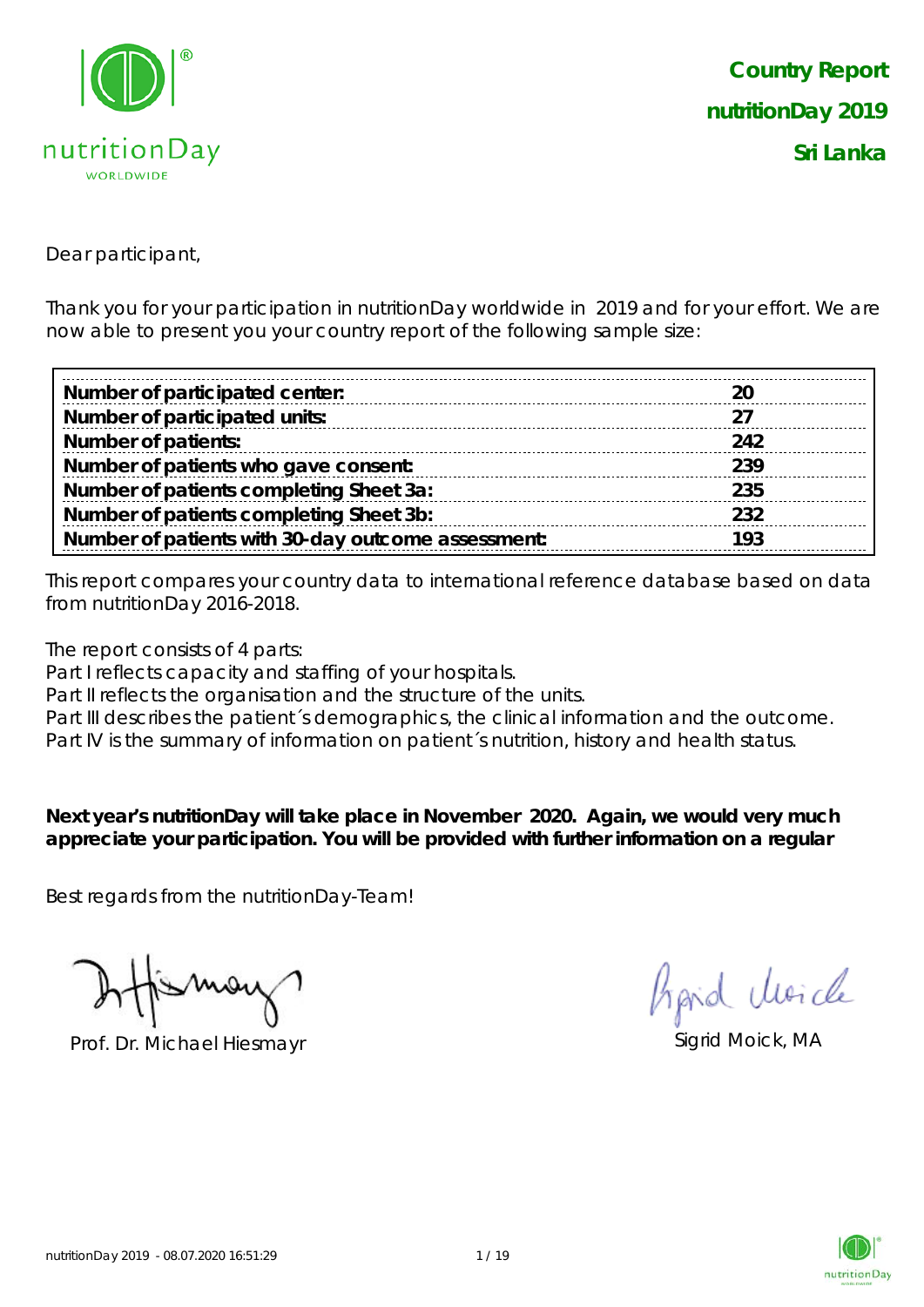**Country Report**

**nutritionDay 2019**

**Sri Lanka**

Dear participant,

Thank you for your participation in nutritionDay worldwide in 2019 and for your effort. We are now able to present you your country report of the following sample size:

| | |
|---|---|
| **Number of participated center:** | **20** |
| **Number of participated units:** | **27** |
| **Number of patients:** | **242** |
| **Number of patients who gave consent:** | **239** |
| **Number of patients completing Sheet 3a:** | **235** |
| **Number of patients completing Sheet 3b:** | **232** |
| **Number of patients with 30-day outcome assessment:** | **193** |

This report compares your country data to international reference database based on data from nutritionDay 2016-2018.

The report consists of 4 parts:
Part I reflects capacity and staffing of your hospitals.
Part II reflects the organisation and the structure of the units.
Part III describes the patient´s demographics, the clinical information and the outcome.
Part IV is the summary of information on patient´s nutrition, history and health status.

**Next year's nutritionDay will take place in November 2020. Again, we would very much appreciate your participation. You will be provided with further information on a regular**

Best regards from the nutritionDay-Team!

Prof. Dr. Michael Hiesmayr

Sigrid Moick, MA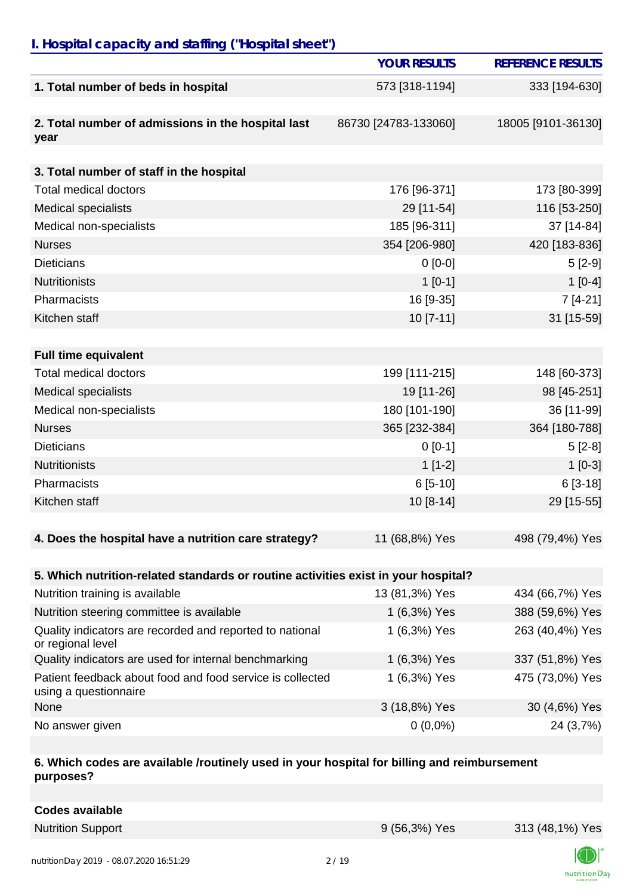## I. Hospital capacity and staffing ("Hospital sheet")

| | YOUR RESULTS | REFERENCE RESULTS |
|---|---|---|
| **1. Total number of beds in hospital** | 573 [318-1194] | 333 [194-630] |
| **2. Total number of admissions in the hospital last year** | 86730 [24783-133060] | 18005 [9101-36130] |
| **3. Total number of staff in the hospital** | | |
| Total medical doctors | 176 [96-371] | 173 [80-399] |
| Medical specialists | 29 [11-54] | 116 [53-250] |
| Medical non-specialists | 185 [96-311] | 37 [14-84] |
| Nurses | 354 [206-980] | 420 [183-836] |
| Dieticians | 0 [0-0] | 5 [2-9] |
| Nutritionists | 1 [0-1] | 1 [0-4] |
| Pharmacists | 16 [9-35] | 7 [4-21] |
| Kitchen staff | 10 [7-11] | 31 [15-59] |
| **Full time equivalent** | | |
| Total medical doctors | 199 [111-215] | 148 [60-373] |
| Medical specialists | 19 [11-26] | 98 [45-251] |
| Medical non-specialists | 180 [101-190] | 36 [11-99] |
| Nurses | 365 [232-384] | 364 [180-788] |
| Dieticians | 0 [0-1] | 5 [2-8] |
| Nutritionists | 1 [1-2] | 1 [0-3] |
| Pharmacists | 6 [5-10] | 6 [3-18] |
| Kitchen staff | 10 [8-14] | 29 [15-55] |
| **4. Does the hospital have a nutrition care strategy?** | 11 (68,8%) Yes | 498 (79,4%) Yes |
| **5. Which nutrition-related standards or routine activities exist in your hospital?** | | |
| Nutrition training is available | 13 (81,3%) Yes | 434 (66,7%) Yes |
| Nutrition steering committee is available | 1 (6,3%) Yes | 388 (59,6%) Yes |
| Quality indicators are recorded and reported to national or regional level | 1 (6,3%) Yes | 263 (40,4%) Yes |
| Quality indicators are used for internal benchmarking | 1 (6,3%) Yes | 337 (51,8%) Yes |
| Patient feedback about food and food service is collected using a questionnaire | 1 (6,3%) Yes | 475 (73,0%) Yes |
| None | 3 (18,8%) Yes | 30 (4,6%) Yes |
| No answer given | 0 (0,0%) | 24 (3,7%) |
| **6. Which codes are available /routinely used in your hospital for billing and reimbursement purposes?** | | |
| **Codes available** | | |
| Nutrition Support | 9 (56,3%) Yes | 313 (48,1%) Yes |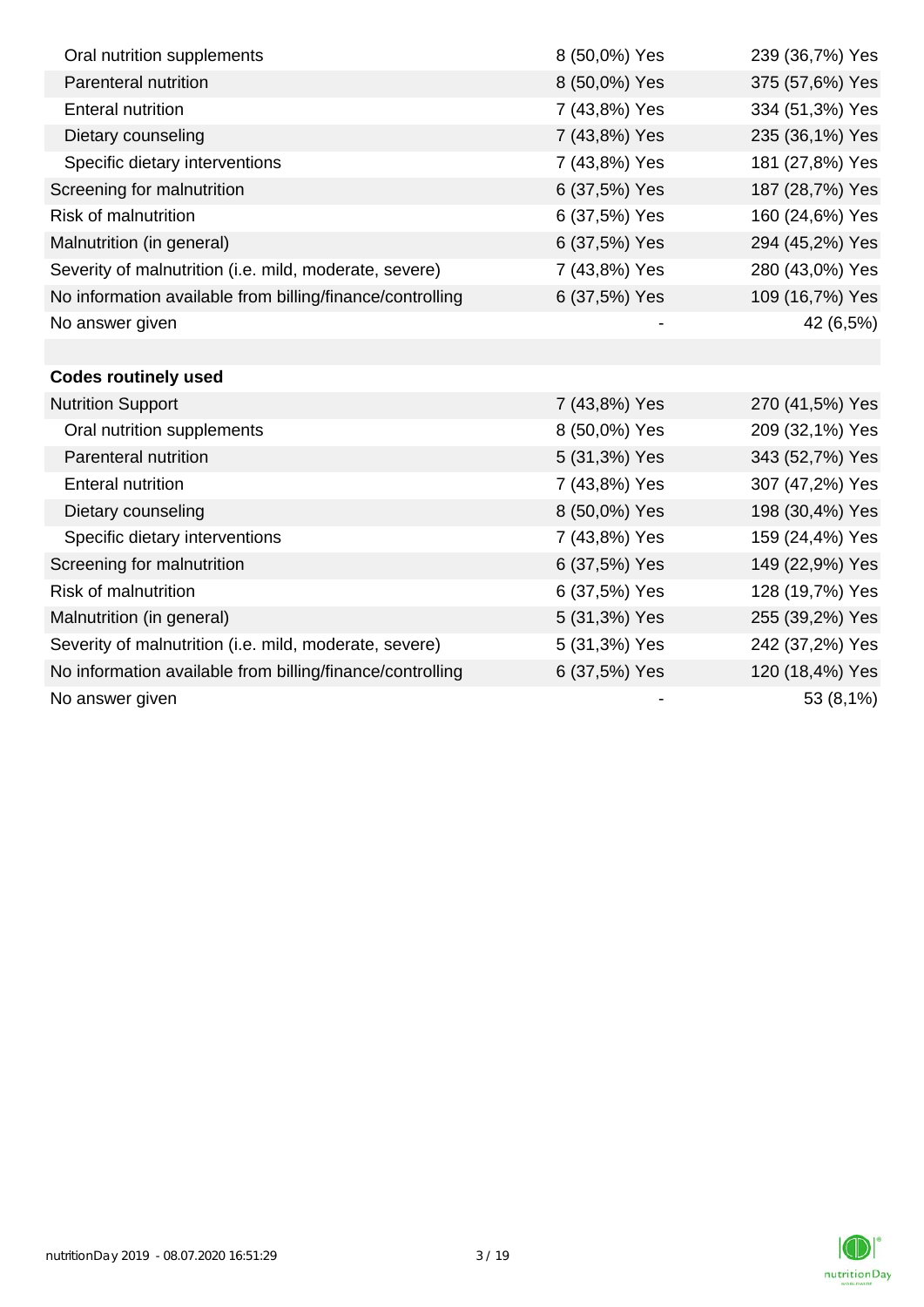| | | |
|---|---|---|
| Oral nutrition supplements | 8 (50,0%) Yes | 239 (36,7%) Yes |
| Parenteral nutrition | 8 (50,0%) Yes | 375 (57,6%) Yes |
| Enteral nutrition | 7 (43,8%) Yes | 334 (51,3%) Yes |
| Dietary counseling | 7 (43,8%) Yes | 235 (36,1%) Yes |
| Specific dietary interventions | 7 (43,8%) Yes | 181 (27,8%) Yes |
| Screening for malnutrition | 6 (37,5%) Yes | 187 (28,7%) Yes |
| Risk of malnutrition | 6 (37,5%) Yes | 160 (24,6%) Yes |
| Malnutrition (in general) | 6 (37,5%) Yes | 294 (45,2%) Yes |
| Severity of malnutrition (i.e. mild, moderate, severe) | 7 (43,8%) Yes | 280 (43,0%) Yes |
| No information available from billing/finance/controlling | 6 (37,5%) Yes | 109 (16,7%) Yes |
| No answer given | - | 42 (6,5%) |
| | | |
| **Codes routinely used** | | |
| Nutrition Support | 7 (43,8%) Yes | 270 (41,5%) Yes |
| Oral nutrition supplements | 8 (50,0%) Yes | 209 (32,1%) Yes |
| Parenteral nutrition | 5 (31,3%) Yes | 343 (52,7%) Yes |
| Enteral nutrition | 7 (43,8%) Yes | 307 (47,2%) Yes |
| Dietary counseling | 8 (50,0%) Yes | 198 (30,4%) Yes |
| Specific dietary interventions | 7 (43,8%) Yes | 159 (24,4%) Yes |
| Screening for malnutrition | 6 (37,5%) Yes | 149 (22,9%) Yes |
| Risk of malnutrition | 6 (37,5%) Yes | 128 (19,7%) Yes |
| Malnutrition (in general) | 5 (31,3%) Yes | 255 (39,2%) Yes |
| Severity of malnutrition (i.e. mild, moderate, severe) | 5 (31,3%) Yes | 242 (37,2%) Yes |
| No information available from billing/finance/controlling | 6 (37,5%) Yes | 120 (18,4%) Yes |
| No answer given | - | 53 (8,1%) |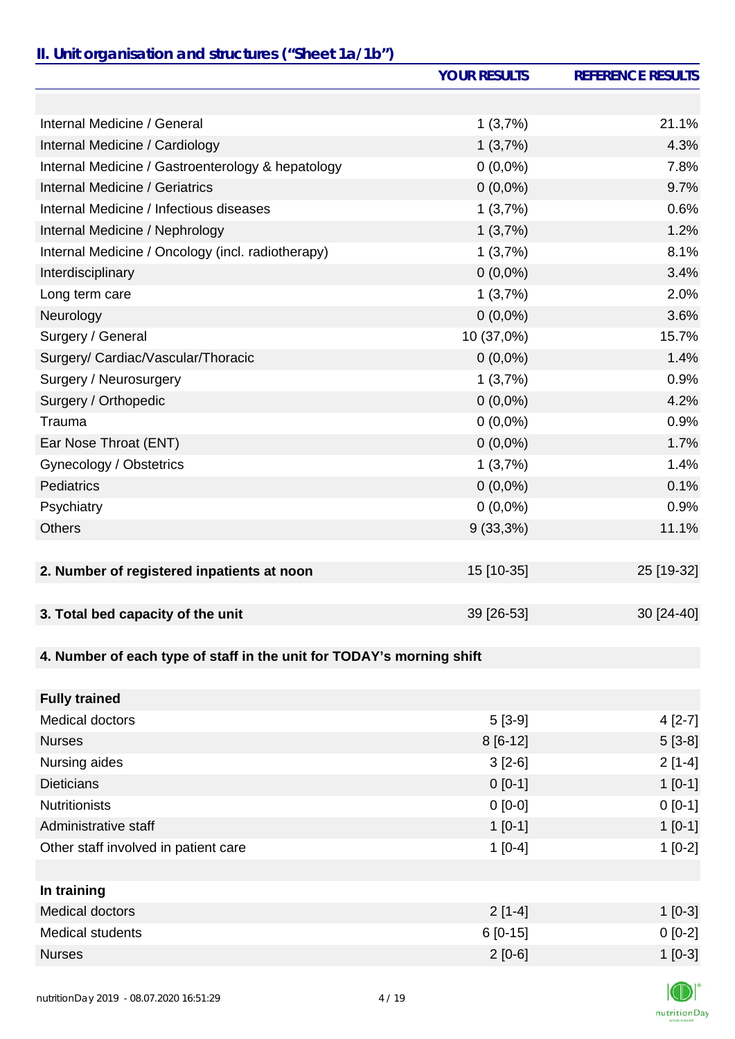## II. Unit organisation and structures ("Sheet 1a/1b")

| | YOUR RESULTS | REFERENCE RESULTS |
|---|---|---|
| | | |
| Internal Medicine / General | 1 (3,7%) | 21.1% |
| Internal Medicine / Cardiology | 1 (3,7%) | 4.3% |
| Internal Medicine / Gastroenterology & hepatology | 0 (0,0%) | 7.8% |
| Internal Medicine / Geriatrics | 0 (0,0%) | 9.7% |
| Internal Medicine / Infectious diseases | 1 (3,7%) | 0.6% |
| Internal Medicine / Nephrology | 1 (3,7%) | 1.2% |
| Internal Medicine / Oncology (incl. radiotherapy) | 1 (3,7%) | 8.1% |
| Interdisciplinary | 0 (0,0%) | 3.4% |
| Long term care | 1 (3,7%) | 2.0% |
| Neurology | 0 (0,0%) | 3.6% |
| Surgery / General | 10 (37,0%) | 15.7% |
| Surgery/ Cardiac/Vascular/Thoracic | 0 (0,0%) | 1.4% |
| Surgery / Neurosurgery | 1 (3,7%) | 0.9% |
| Surgery / Orthopedic | 0 (0,0%) | 4.2% |
| Trauma | 0 (0,0%) | 0.9% |
| Ear Nose Throat (ENT) | 0 (0,0%) | 1.7% |
| Gynecology / Obstetrics | 1 (3,7%) | 1.4% |
| Pediatrics | 0 (0,0%) | 0.1% |
| Psychiatry | 0 (0,0%) | 0.9% |
| Others | 9 (33,3%) | 11.1% |
| | | |
| **2. Number of registered inpatients at noon** | 15 [10-35] | 25 [19-32] |
| | | |
| **3. Total bed capacity of the unit** | 39 [26-53] | 30 [24-40] |
| | | |
| **4. Number of each type of staff in the unit for TODAY's morning shift** | | |
| | | |
| **Fully trained** | | |
| Medical doctors | 5 [3-9] | 4 [2-7] |
| Nurses | 8 [6-12] | 5 [3-8] |
| Nursing aides | 3 [2-6] | 2 [1-4] |
| Dieticians | 0 [0-1] | 1 [0-1] |
| Nutritionists | 0 [0-0] | 0 [0-1] |
| Administrative staff | 1 [0-1] | 1 [0-1] |
| Other staff involved in patient care | 1 [0-4] | 1 [0-2] |
| | | |
| **In training** | | |
| Medical doctors | 2 [1-4] | 1 [0-3] |
| Medical students | 6 [0-15] | 0 [0-2] |
| Nurses | 2 [0-6] | 1 [0-3] |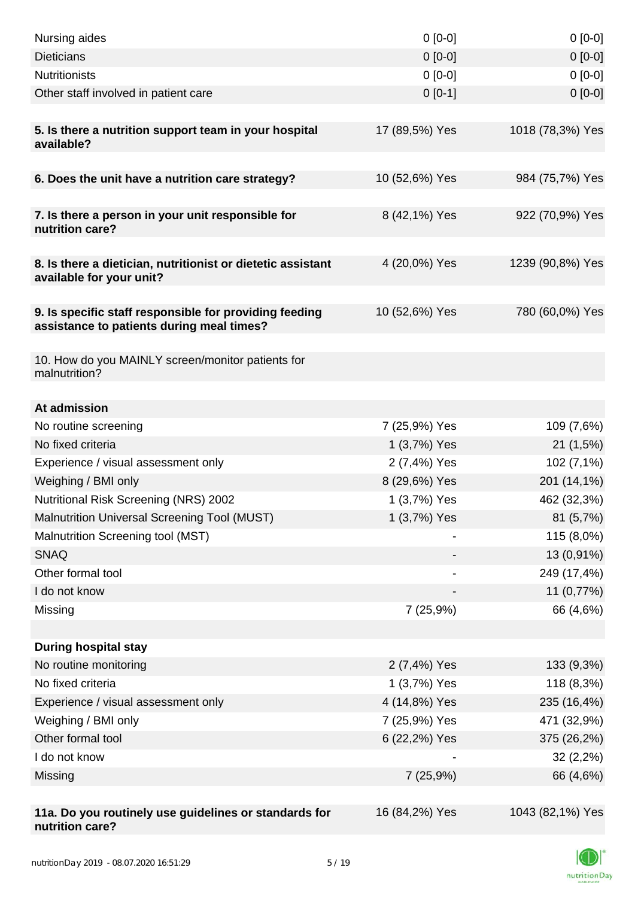| | | |
|---|---|---|
| Nursing aides | 0 [0-0] | 0 [0-0] |
| Dieticians | 0 [0-0] | 0 [0-0] |
| Nutritionists | 0 [0-0] | 0 [0-0] |
| Other staff involved in patient care | 0 [0-1] | 0 [0-0] |
| | | |
| **5. Is there a nutrition support team in your hospital available?** | 17 (89,5%) Yes | 1018 (78,3%) Yes |
| | | |
| **6. Does the unit have a nutrition care strategy?** | 10 (52,6%) Yes | 984 (75,7%) Yes |
| | | |
| **7. Is there a person in your unit responsible for nutrition care?** | 8 (42,1%) Yes | 922 (70,9%) Yes |
| | | |
| **8. Is there a dietician, nutritionist or dietetic assistant available for your unit?** | 4 (20,0%) Yes | 1239 (90,8%) Yes |
| | | |
| **9. Is specific staff responsible for providing feeding assistance to patients during meal times?** | 10 (52,6%) Yes | 780 (60,0%) Yes |
| | | |
| 10. How do you MAINLY screen/monitor patients for malnutrition? | | |
| | | |
| **At admission** | | |
| No routine screening | 7 (25,9%) Yes | 109 (7,6%) |
| No fixed criteria | 1 (3,7%) Yes | 21 (1,5%) |
| Experience / visual assessment only | 2 (7,4%) Yes | 102 (7,1%) |
| Weighing / BMI only | 8 (29,6%) Yes | 201 (14,1%) |
| Nutritional Risk Screening (NRS) 2002 | 1 (3,7%) Yes | 462 (32,3%) |
| Malnutrition Universal Screening Tool (MUST) | 1 (3,7%) Yes | 81 (5,7%) |
| Malnutrition Screening tool (MST) | - | 115 (8,0%) |
| SNAQ | - | 13 (0,91%) |
| Other formal tool | - | 249 (17,4%) |
| I do not know | - | 11 (0,77%) |
| Missing | 7 (25,9%) | 66 (4,6%) |
| | | |
| **During hospital stay** | | |
| No routine monitoring | 2 (7,4%) Yes | 133 (9,3%) |
| No fixed criteria | 1 (3,7%) Yes | 118 (8,3%) |
| Experience / visual assessment only | 4 (14,8%) Yes | 235 (16,4%) |
| Weighing / BMI only | 7 (25,9%) Yes | 471 (32,9%) |
| Other formal tool | 6 (22,2%) Yes | 375 (26,2%) |
| I do not know | - | 32 (2,2%) |
| Missing | 7 (25,9%) | 66 (4,6%) |
| | | |
| **11a. Do you routinely use guidelines or standards for nutrition care?** | 16 (84,2%) Yes | 1043 (82,1%) Yes |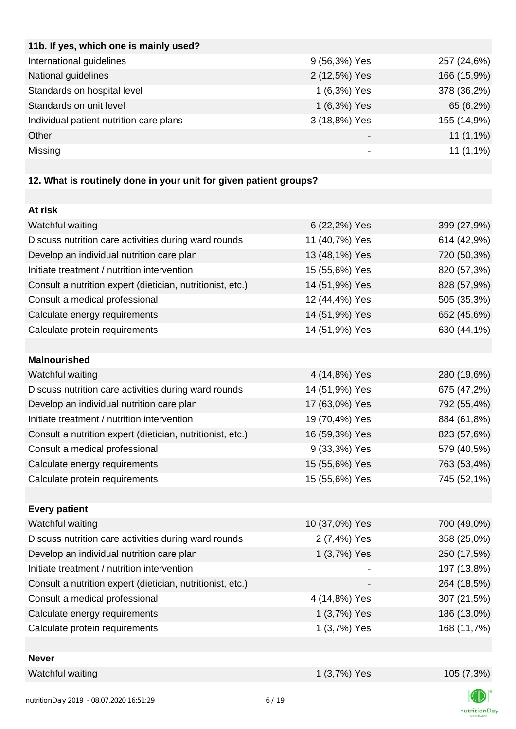| **11b. If yes, which one is mainly used?** | | |
|---|---|---|
| International guidelines | 9 (56,3%) Yes | 257 (24,6%) |
| National guidelines | 2 (12,5%) Yes | 166 (15,9%) |
| Standards on hospital level | 1 (6,3%) Yes | 378 (36,2%) |
| Standards on unit level | 1 (6,3%) Yes | 65 (6,2%) |
| Individual patient nutrition care plans | 3 (18,8%) Yes | 155 (14,9%) |
| Other | - | 11 (1,1%) |
| Missing | - | 11 (1,1%) |

**12. What is routinely done in your unit for given patient groups?**

| **At risk** | | |
|---|---|---|
| Watchful waiting | 6 (22,2%) Yes | 399 (27,9%) |
| Discuss nutrition care activities during ward rounds | 11 (40,7%) Yes | 614 (42,9%) |
| Develop an individual nutrition care plan | 13 (48,1%) Yes | 720 (50,3%) |
| Initiate treatment / nutrition intervention | 15 (55,6%) Yes | 820 (57,3%) |
| Consult a nutrition expert (dietician, nutritionist, etc.) | 14 (51,9%) Yes | 828 (57,9%) |
| Consult a medical professional | 12 (44,4%) Yes | 505 (35,3%) |
| Calculate energy requirements | 14 (51,9%) Yes | 652 (45,6%) |
| Calculate protein requirements | 14 (51,9%) Yes | 630 (44,1%) |
| | | |
| **Malnourished** | | |
| Watchful waiting | 4 (14,8%) Yes | 280 (19,6%) |
| Discuss nutrition care activities during ward rounds | 14 (51,9%) Yes | 675 (47,2%) |
| Develop an individual nutrition care plan | 17 (63,0%) Yes | 792 (55,4%) |
| Initiate treatment / nutrition intervention | 19 (70,4%) Yes | 884 (61,8%) |
| Consult a nutrition expert (dietician, nutritionist, etc.) | 16 (59,3%) Yes | 823 (57,6%) |
| Consult a medical professional | 9 (33,3%) Yes | 579 (40,5%) |
| Calculate energy requirements | 15 (55,6%) Yes | 763 (53,4%) |
| Calculate protein requirements | 15 (55,6%) Yes | 745 (52,1%) |
| | | |
| **Every patient** | | |
| Watchful waiting | 10 (37,0%) Yes | 700 (49,0%) |
| Discuss nutrition care activities during ward rounds | 2 (7,4%) Yes | 358 (25,0%) |
| Develop an individual nutrition care plan | 1 (3,7%) Yes | 250 (17,5%) |
| Initiate treatment / nutrition intervention | - | 197 (13,8%) |
| Consult a nutrition expert (dietician, nutritionist, etc.) | - | 264 (18,5%) |
| Consult a medical professional | 4 (14,8%) Yes | 307 (21,5%) |
| Calculate energy requirements | 1 (3,7%) Yes | 186 (13,0%) |
| Calculate protein requirements | 1 (3,7%) Yes | 168 (11,7%) |
| | | |
| **Never** | | |
| Watchful waiting | 1 (3,7%) Yes | 105 (7,3%) |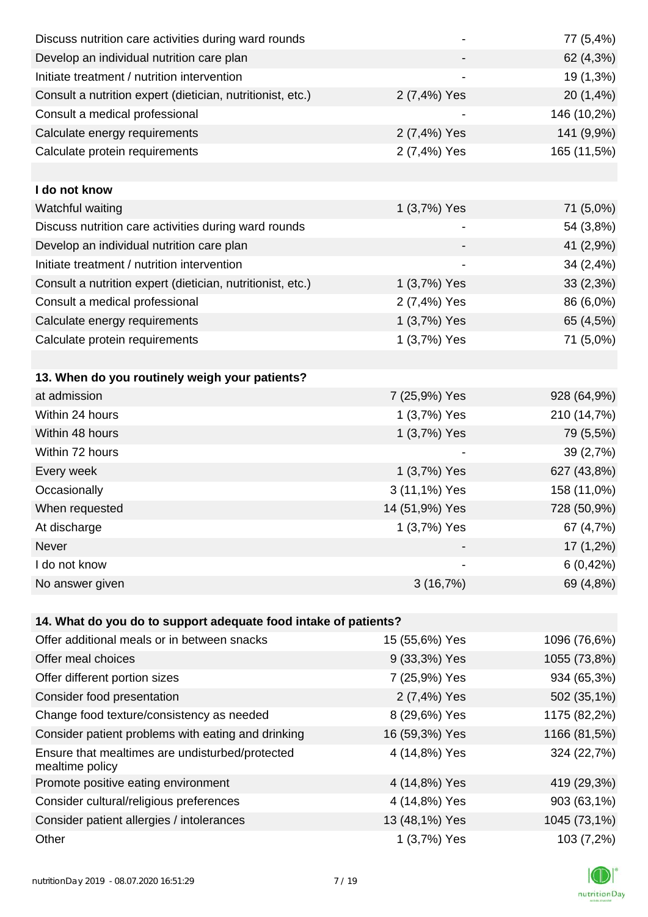| | | |
|---|---|---|
| Discuss nutrition care activities during ward rounds | - | 77 (5,4%) |
| Develop an individual nutrition care plan | - | 62 (4,3%) |
| Initiate treatment / nutrition intervention | - | 19 (1,3%) |
| Consult a nutrition expert (dietician, nutritionist, etc.) | 2 (7,4%) Yes | 20 (1,4%) |
| Consult a medical professional | - | 146 (10,2%) |
| Calculate energy requirements | 2 (7,4%) Yes | 141 (9,9%) |
| Calculate protein requirements | 2 (7,4%) Yes | 165 (11,5%) |
| | | |
| **I do not know** | | |
| Watchful waiting | 1 (3,7%) Yes | 71 (5,0%) |
| Discuss nutrition care activities during ward rounds | - | 54 (3,8%) |
| Develop an individual nutrition care plan | - | 41 (2,9%) |
| Initiate treatment / nutrition intervention | - | 34 (2,4%) |
| Consult a nutrition expert (dietician, nutritionist, etc.) | 1 (3,7%) Yes | 33 (2,3%) |
| Consult a medical professional | 2 (7,4%) Yes | 86 (6,0%) |
| Calculate energy requirements | 1 (3,7%) Yes | 65 (4,5%) |
| Calculate protein requirements | 1 (3,7%) Yes | 71 (5,0%) |
| | | |
| **13. When do you routinely weigh your patients?** | | |
| at admission | 7 (25,9%) Yes | 928 (64,9%) |
| Within 24 hours | 1 (3,7%) Yes | 210 (14,7%) |
| Within 48 hours | 1 (3,7%) Yes | 79 (5,5%) |
| Within 72 hours | - | 39 (2,7%) |
| Every week | 1 (3,7%) Yes | 627 (43,8%) |
| Occasionally | 3 (11,1%) Yes | 158 (11,0%) |
| When requested | 14 (51,9%) Yes | 728 (50,9%) |
| At discharge | 1 (3,7%) Yes | 67 (4,7%) |
| Never | - | 17 (1,2%) |
| I do not know | - | 6 (0,42%) |
| No answer given | 3 (16,7%) | 69 (4,8%) |
| | | |
| **14. What do you do to support adequate food intake of patients?** | | |
| Offer additional meals or in between snacks | 15 (55,6%) Yes | 1096 (76,6%) |
| Offer meal choices | 9 (33,3%) Yes | 1055 (73,8%) |
| Offer different portion sizes | 7 (25,9%) Yes | 934 (65,3%) |
| Consider food presentation | 2 (7,4%) Yes | 502 (35,1%) |
| Change food texture/consistency as needed | 8 (29,6%) Yes | 1175 (82,2%) |
| Consider patient problems with eating and drinking | 16 (59,3%) Yes | 1166 (81,5%) |
| Ensure that mealtimes are undisturbed/protected mealtime policy | 4 (14,8%) Yes | 324 (22,7%) |
| Promote positive eating environment | 4 (14,8%) Yes | 419 (29,3%) |
| Consider cultural/religious preferences | 4 (14,8%) Yes | 903 (63,1%) |
| Consider patient allergies / intolerances | 13 (48,1%) Yes | 1045 (73,1%) |
| Other | 1 (3,7%) Yes | 103 (7,2%) |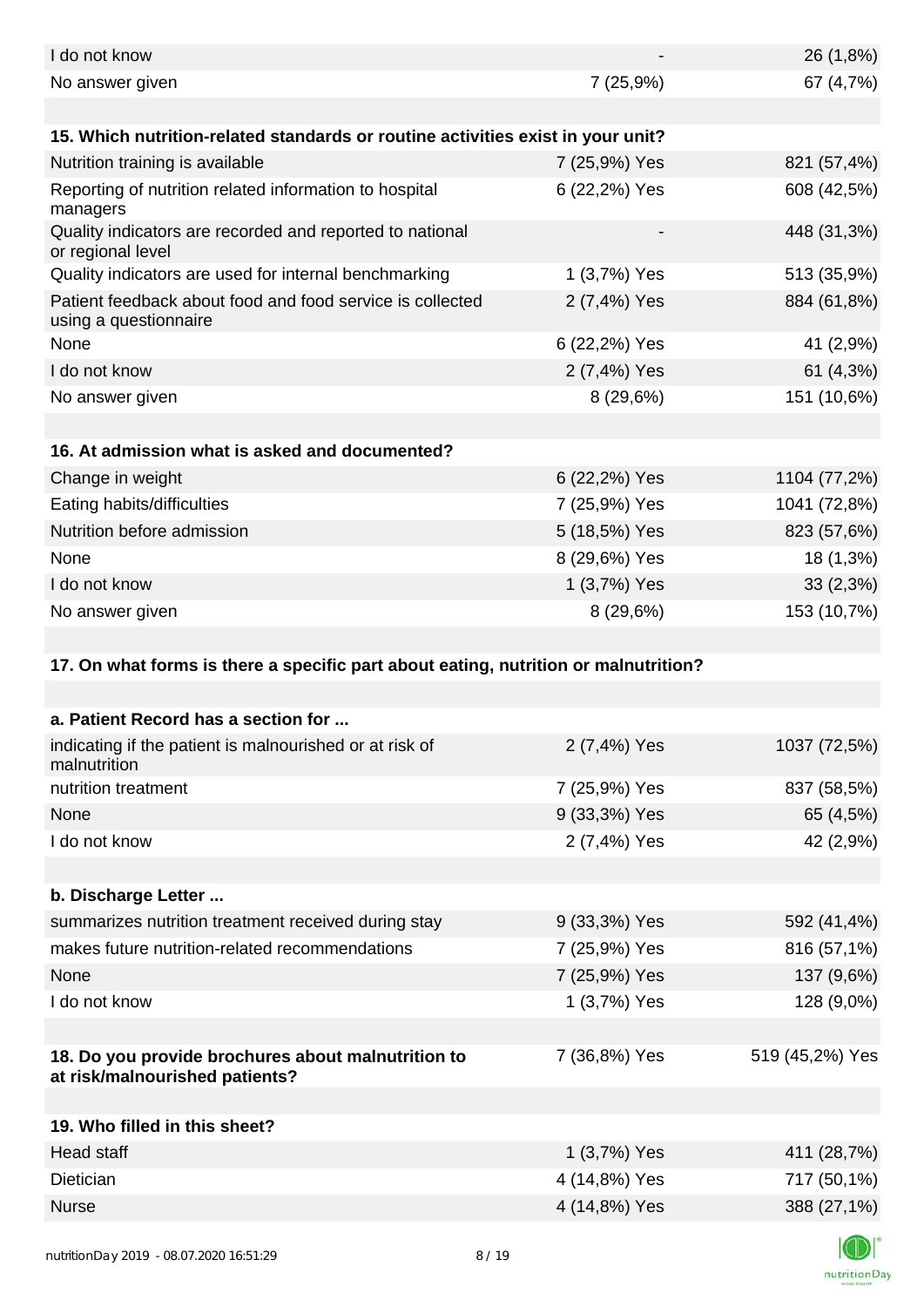| | | |
|---|---|---|
| I do not know | - | 26 (1,8%) |
| No answer given | 7 (25,9%) | 67 (4,7%) |
| | | |
| **15. Which nutrition-related standards or routine activities exist in your unit?** | | |
| Nutrition training is available | 7 (25,9%) Yes | 821 (57,4%) |
| Reporting of nutrition related information to hospital managers | 6 (22,2%) Yes | 608 (42,5%) |
| Quality indicators are recorded and reported to national or regional level | - | 448 (31,3%) |
| Quality indicators are used for internal benchmarking | 1 (3,7%) Yes | 513 (35,9%) |
| Patient feedback about food and food service is collected using a questionnaire | 2 (7,4%) Yes | 884 (61,8%) |
| None | 6 (22,2%) Yes | 41 (2,9%) |
| I do not know | 2 (7,4%) Yes | 61 (4,3%) |
| No answer given | 8 (29,6%) | 151 (10,6%) |
| | | |
| **16. At admission what is asked and documented?** | | |
| Change in weight | 6 (22,2%) Yes | 1104 (77,2%) |
| Eating habits/difficulties | 7 (25,9%) Yes | 1041 (72,8%) |
| Nutrition before admission | 5 (18,5%) Yes | 823 (57,6%) |
| None | 8 (29,6%) Yes | 18 (1,3%) |
| I do not know | 1 (3,7%) Yes | 33 (2,3%) |
| No answer given | 8 (29,6%) | 153 (10,7%) |
| | | |
| **17. On what forms is there a specific part about eating, nutrition or malnutrition?** | | |
| | | |
| **a. Patient Record has a section for ...** | | |
| indicating if the patient is malnourished or at risk of malnutrition | 2 (7,4%) Yes | 1037 (72,5%) |
| nutrition treatment | 7 (25,9%) Yes | 837 (58,5%) |
| None | 9 (33,3%) Yes | 65 (4,5%) |
| I do not know | 2 (7,4%) Yes | 42 (2,9%) |
| | | |
| **b. Discharge Letter ...** | | |
| summarizes nutrition treatment received during stay | 9 (33,3%) Yes | 592 (41,4%) |
| makes future nutrition-related recommendations | 7 (25,9%) Yes | 816 (57,1%) |
| None | 7 (25,9%) Yes | 137 (9,6%) |
| I do not know | 1 (3,7%) Yes | 128 (9,0%) |
| | | |
| **18. Do you provide brochures about malnutrition to at risk/malnourished patients?** | 7 (36,8%) Yes | 519 (45,2%) Yes |
| | | |
| **19. Who filled in this sheet?** | | |
| Head staff | 1 (3,7%) Yes | 411 (28,7%) |
| Dietician | 4 (14,8%) Yes | 717 (50,1%) |
| Nurse | 4 (14,8%) Yes | 388 (27,1%) |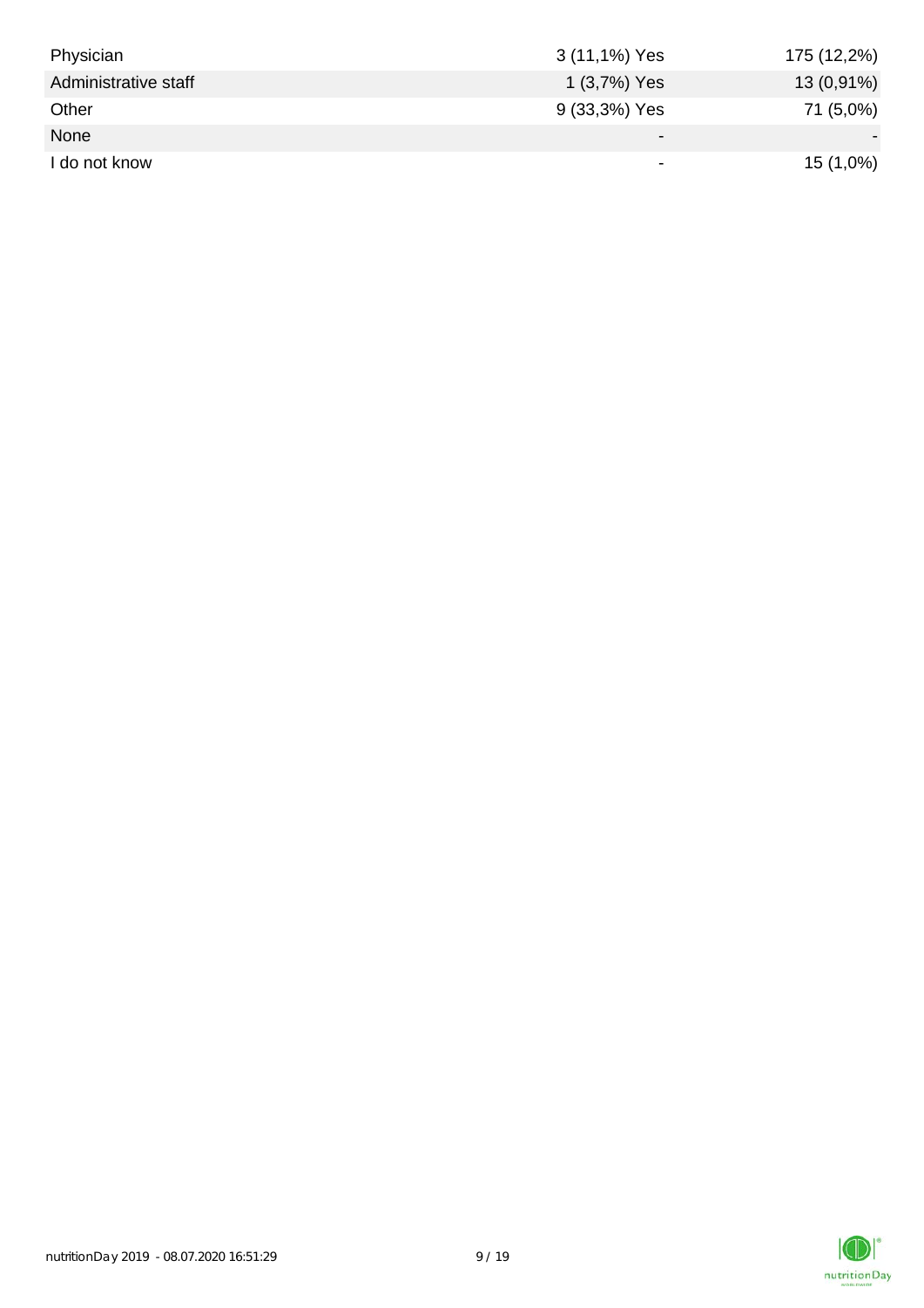| | | |
|---|---|---|
| Physician | 3 (11,1%) Yes | 175 (12,2%) |
| Administrative staff | 1 (3,7%) Yes | 13 (0,91%) |
| Other | 9 (33,3%) Yes | 71 (5,0%) |
| None | - | - |
| I do not know | - | 15 (1,0%) |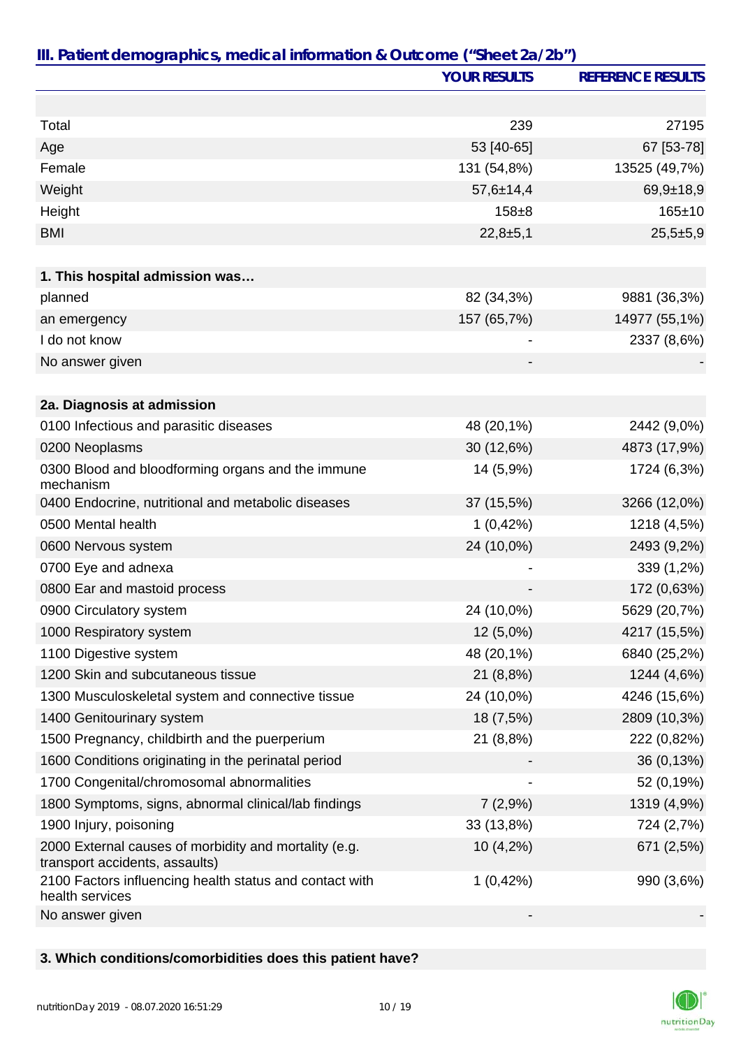## III. Patient demographics, medical information & Outcome ("Sheet 2a/2b")

| | YOUR RESULTS | REFERENCE RESULTS |
|---|---|---|
| Total | 239 | 27195 |
| Age | 53 [40-65] | 67 [53-78] |
| Female | 131 (54,8%) | 13525 (49,7%) |
| Weight | 57,6±14,4 | 69,9±18,9 |
| Height | 158±8 | 165±10 |
| BMI | 22,8±5,1 | 25,5±5,9 |
| **1. This hospital admission was…** | | |
| planned | 82 (34,3%) | 9881 (36,3%) |
| an emergency | 157 (65,7%) | 14977 (55,1%) |
| I do not know | - | 2337 (8,6%) |
| No answer given | - | - |
| **2a. Diagnosis at admission** | | |
| 0100 Infectious and parasitic diseases | 48 (20,1%) | 2442 (9,0%) |
| 0200 Neoplasms | 30 (12,6%) | 4873 (17,9%) |
| 0300 Blood and bloodforming organs and the immune mechanism | 14 (5,9%) | 1724 (6,3%) |
| 0400 Endocrine, nutritional and metabolic diseases | 37 (15,5%) | 3266 (12,0%) |
| 0500 Mental health | 1 (0,42%) | 1218 (4,5%) |
| 0600 Nervous system | 24 (10,0%) | 2493 (9,2%) |
| 0700 Eye and adnexa | - | 339 (1,2%) |
| 0800 Ear and mastoid process | - | 172 (0,63%) |
| 0900 Circulatory system | 24 (10,0%) | 5629 (20,7%) |
| 1000 Respiratory system | 12 (5,0%) | 4217 (15,5%) |
| 1100 Digestive system | 48 (20,1%) | 6840 (25,2%) |
| 1200 Skin and subcutaneous tissue | 21 (8,8%) | 1244 (4,6%) |
| 1300 Musculoskeletal system and connective tissue | 24 (10,0%) | 4246 (15,6%) |
| 1400 Genitourinary system | 18 (7,5%) | 2809 (10,3%) |
| 1500 Pregnancy, childbirth and the puerperium | 21 (8,8%) | 222 (0,82%) |
| 1600 Conditions originating in the perinatal period | - | 36 (0,13%) |
| 1700 Congenital/chromosomal abnormalities | - | 52 (0,19%) |
| 1800 Symptoms, signs, abnormal clinical/lab findings | 7 (2,9%) | 1319 (4,9%) |
| 1900 Injury, poisoning | 33 (13,8%) | 724 (2,7%) |
| 2000 External causes of morbidity and mortality (e.g. transport accidents, assaults) | 10 (4,2%) | 671 (2,5%) |
| 2100 Factors influencing health status and contact with health services | 1 (0,42%) | 990 (3,6%) |
| No answer given | - | - |

**3. Which conditions/comorbidities does this patient have?**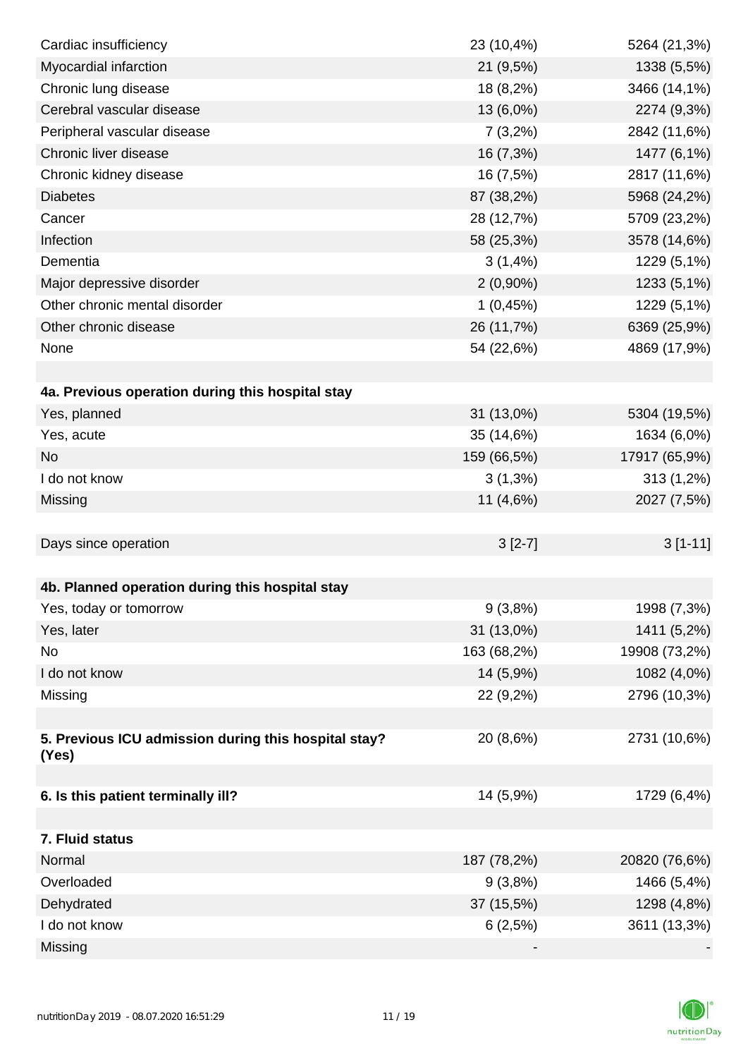| | | |
|---|---|---|
| Cardiac insufficiency | 23 (10,4%) | 5264 (21,3%) |
| Myocardial infarction | 21 (9,5%) | 1338 (5,5%) |
| Chronic lung disease | 18 (8,2%) | 3466 (14,1%) |
| Cerebral vascular disease | 13 (6,0%) | 2274 (9,3%) |
| Peripheral vascular disease | 7 (3,2%) | 2842 (11,6%) |
| Chronic liver disease | 16 (7,3%) | 1477 (6,1%) |
| Chronic kidney disease | 16 (7,5%) | 2817 (11,6%) |
| Diabetes | 87 (38,2%) | 5968 (24,2%) |
| Cancer | 28 (12,7%) | 5709 (23,2%) |
| Infection | 58 (25,3%) | 3578 (14,6%) |
| Dementia | 3 (1,4%) | 1229 (5,1%) |
| Major depressive disorder | 2 (0,90%) | 1233 (5,1%) |
| Other chronic mental disorder | 1 (0,45%) | 1229 (5,1%) |
| Other chronic disease | 26 (11,7%) | 6369 (25,9%) |
| None | 54 (22,6%) | 4869 (17,9%) |
| | | |
| **4a. Previous operation during this hospital stay** | | |
| Yes, planned | 31 (13,0%) | 5304 (19,5%) |
| Yes, acute | 35 (14,6%) | 1634 (6,0%) |
| No | 159 (66,5%) | 17917 (65,9%) |
| I do not know | 3 (1,3%) | 313 (1,2%) |
| Missing | 11 (4,6%) | 2027 (7,5%) |
| | | |
| Days since operation | 3 [2-7] | 3 [1-11] |
| | | |
| **4b. Planned operation during this hospital stay** | | |
| Yes, today or tomorrow | 9 (3,8%) | 1998 (7,3%) |
| Yes, later | 31 (13,0%) | 1411 (5,2%) |
| No | 163 (68,2%) | 19908 (73,2%) |
| I do not know | 14 (5,9%) | 1082 (4,0%) |
| Missing | 22 (9,2%) | 2796 (10,3%) |
| | | |
| **5. Previous ICU admission during this hospital stay? (Yes)** | 20 (8,6%) | 2731 (10,6%) |
| | | |
| **6. Is this patient terminally ill?** | 14 (5,9%) | 1729 (6,4%) |
| | | |
| **7. Fluid status** | | |
| Normal | 187 (78,2%) | 20820 (76,6%) |
| Overloaded | 9 (3,8%) | 1466 (5,4%) |
| Dehydrated | 37 (15,5%) | 1298 (4,8%) |
| I do not know | 6 (2,5%) | 3611 (13,3%) |
| Missing | - | - |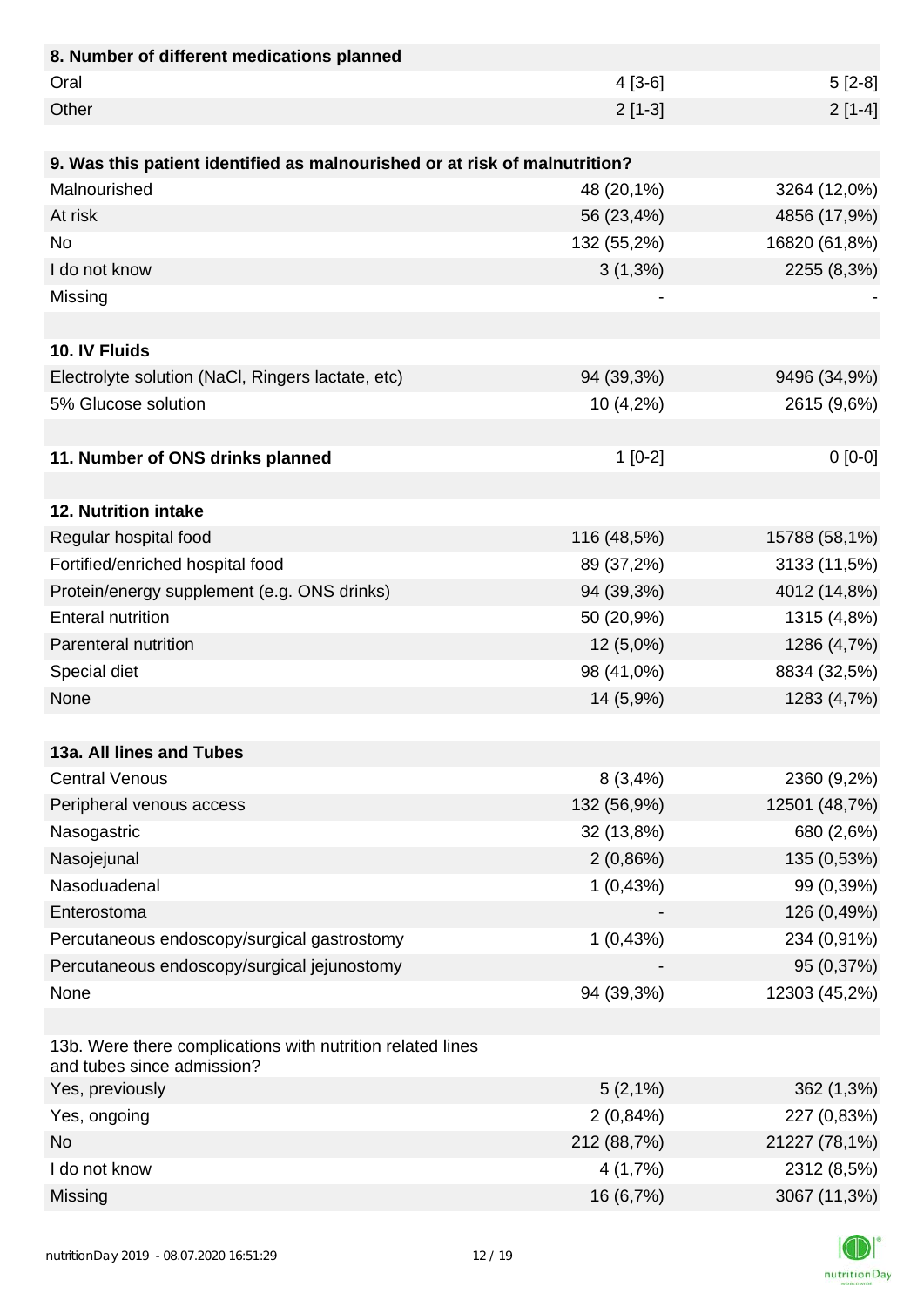| **8. Number of different medications planned** | | |
|---|---|---|
| Oral | 4 [3-6] | 5 [2-8] |
| Other | 2 [1-3] | 2 [1-4] |

| **9. Was this patient identified as malnourished or at risk of malnutrition?** | | |
|---|---|---|
| Malnourished | 48 (20,1%) | 3264 (12,0%) |
| At risk | 56 (23,4%) | 4856 (17,9%) |
| No | 132 (55,2%) | 16820 (61,8%) |
| I do not know | 3 (1,3%) | 2255 (8,3%) |
| Missing | - | - |

| **10. IV Fluids** | | |
|---|---|---|
| Electrolyte solution (NaCl, Ringers lactate, etc) | 94 (39,3%) | 9496 (34,9%) |
| 5% Glucose solution | 10 (4,2%) | 2615 (9,6%) |

| **11. Number of ONS drinks planned** | 1 [0-2] | 0 [0-0] |
|---|---|---|

| **12. Nutrition intake** | | |
|---|---|---|
| Regular hospital food | 116 (48,5%) | 15788 (58,1%) |
| Fortified/enriched hospital food | 89 (37,2%) | 3133 (11,5%) |
| Protein/energy supplement (e.g. ONS drinks) | 94 (39,3%) | 4012 (14,8%) |
| Enteral nutrition | 50 (20,9%) | 1315 (4,8%) |
| Parenteral nutrition | 12 (5,0%) | 1286 (4,7%) |
| Special diet | 98 (41,0%) | 8834 (32,5%) |
| None | 14 (5,9%) | 1283 (4,7%) |

| **13a. All lines and Tubes** | | |
|---|---|---|
| Central Venous | 8 (3,4%) | 2360 (9,2%) |
| Peripheral venous access | 132 (56,9%) | 12501 (48,7%) |
| Nasogastric | 32 (13,8%) | 680 (2,6%) |
| Nasojejunal | 2 (0,86%) | 135 (0,53%) |
| Nasoduadenal | 1 (0,43%) | 99 (0,39%) |
| Enterostoma | - | 126 (0,49%) |
| Percutaneous endoscopy/surgical gastrostomy | 1 (0,43%) | 234 (0,91%) |
| Percutaneous endoscopy/surgical jejunostomy | - | 95 (0,37%) |
| None | 94 (39,3%) | 12303 (45,2%) |

| 13b. Were there complications with nutrition related lines and tubes since admission? | | |
|---|---|---|
| Yes, previously | 5 (2,1%) | 362 (1,3%) |
| Yes, ongoing | 2 (0,84%) | 227 (0,83%) |
| No | 212 (88,7%) | 21227 (78,1%) |
| I do not know | 4 (1,7%) | 2312 (8,5%) |
| Missing | 16 (6,7%) | 3067 (11,3%) |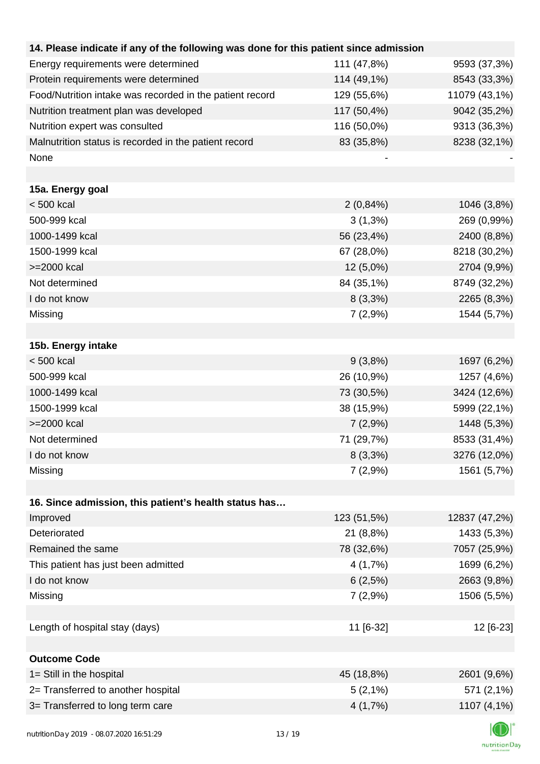| 14. Please indicate if any of the following was done for this patient since admission | | |
|---|---|---|
| Energy requirements were determined | 111 (47,8%) | 9593 (37,3%) |
| Protein requirements were determined | 114 (49,1%) | 8543 (33,3%) |
| Food/Nutrition intake was recorded in the patient record | 129 (55,6%) | 11079 (43,1%) |
| Nutrition treatment plan was developed | 117 (50,4%) | 9042 (35,2%) |
| Nutrition expert was consulted | 116 (50,0%) | 9313 (36,3%) |
| Malnutrition status is recorded in the patient record | 83 (35,8%) | 8238 (32,1%) |
| None | - | - |
| | | |
| **15a. Energy goal** | | |
| < 500 kcal | 2 (0,84%) | 1046 (3,8%) |
| 500-999 kcal | 3 (1,3%) | 269 (0,99%) |
| 1000-1499 kcal | 56 (23,4%) | 2400 (8,8%) |
| 1500-1999 kcal | 67 (28,0%) | 8218 (30,2%) |
| >=2000 kcal | 12 (5,0%) | 2704 (9,9%) |
| Not determined | 84 (35,1%) | 8749 (32,2%) |
| I do not know | 8 (3,3%) | 2265 (8,3%) |
| Missing | 7 (2,9%) | 1544 (5,7%) |
| | | |
| **15b. Energy intake** | | |
| < 500 kcal | 9 (3,8%) | 1697 (6,2%) |
| 500-999 kcal | 26 (10,9%) | 1257 (4,6%) |
| 1000-1499 kcal | 73 (30,5%) | 3424 (12,6%) |
| 1500-1999 kcal | 38 (15,9%) | 5999 (22,1%) |
| >=2000 kcal | 7 (2,9%) | 1448 (5,3%) |
| Not determined | 71 (29,7%) | 8533 (31,4%) |
| I do not know | 8 (3,3%) | 3276 (12,0%) |
| Missing | 7 (2,9%) | 1561 (5,7%) |
| | | |
| **16. Since admission, this patient's health status has…** | | |
| Improved | 123 (51,5%) | 12837 (47,2%) |
| Deteriorated | 21 (8,8%) | 1433 (5,3%) |
| Remained the same | 78 (32,6%) | 7057 (25,9%) |
| This patient has just been admitted | 4 (1,7%) | 1699 (6,2%) |
| I do not know | 6 (2,5%) | 2663 (9,8%) |
| Missing | 7 (2,9%) | 1506 (5,5%) |
| | | |
| Length of hospital stay (days) | 11 [6-32] | 12 [6-23] |
| | | |
| **Outcome Code** | | |
| 1= Still in the hospital | 45 (18,8%) | 2601 (9,6%) |
| 2= Transferred to another hospital | 5 (2,1%) | 571 (2,1%) |
| 3= Transferred to long term care | 4 (1,7%) | 1107 (4,1%) |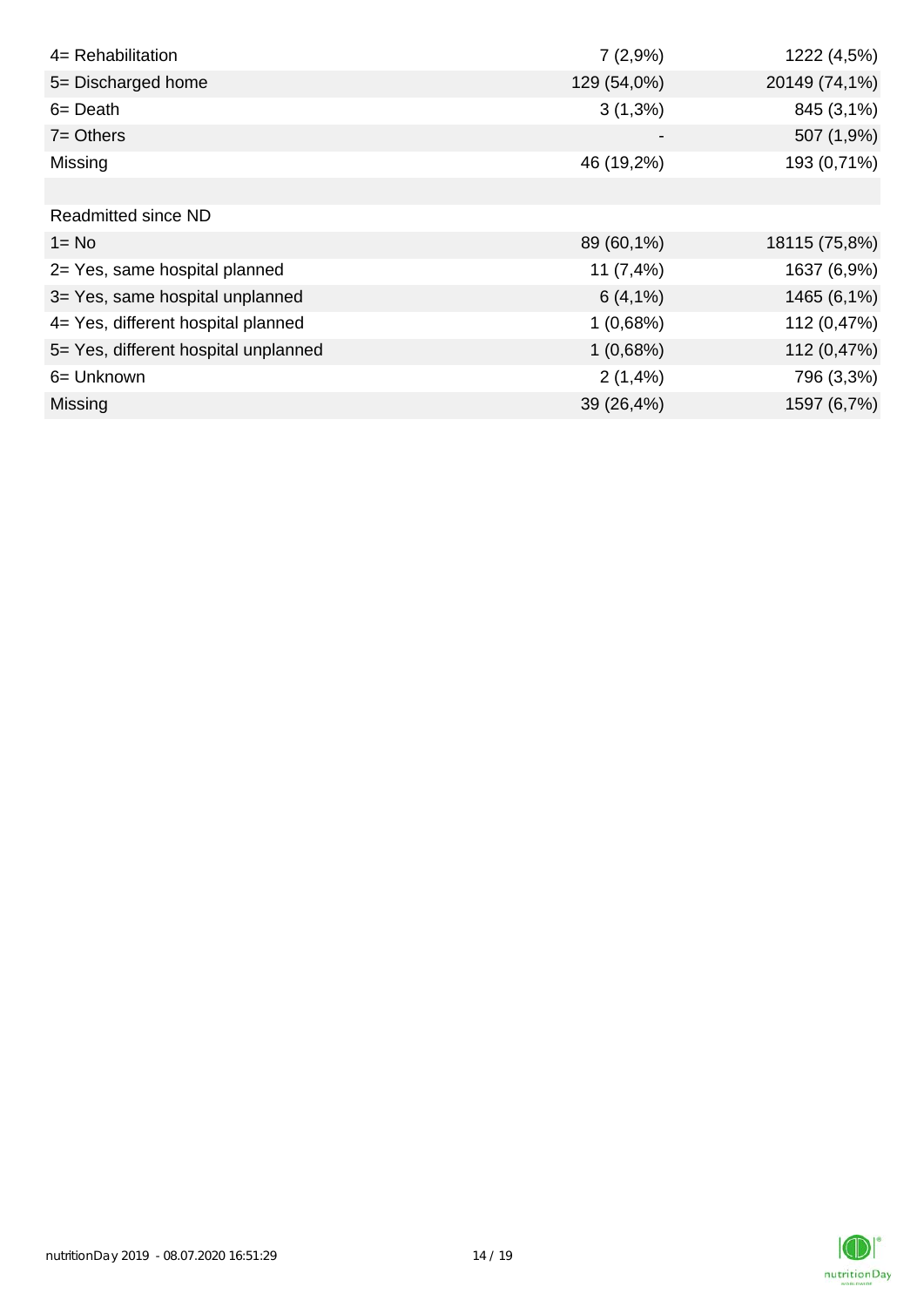| | | |
|---|---|---|
| 4= Rehabilitation | 7 (2,9%) | 1222 (4,5%) |
| 5= Discharged home | 129 (54,0%) | 20149 (74,1%) |
| 6= Death | 3 (1,3%) | 845 (3,1%) |
| 7= Others | - | 507 (1,9%) |
| Missing | 46 (19,2%) | 193 (0,71%) |
| | | |
| Readmitted since ND | | |
| 1= No | 89 (60,1%) | 18115 (75,8%) |
| 2= Yes, same hospital planned | 11 (7,4%) | 1637 (6,9%) |
| 3= Yes, same hospital unplanned | 6 (4,1%) | 1465 (6,1%) |
| 4= Yes, different hospital planned | 1 (0,68%) | 112 (0,47%) |
| 5= Yes, different hospital unplanned | 1 (0,68%) | 112 (0,47%) |
| 6= Unknown | 2 (1,4%) | 796 (3,3%) |
| Missing | 39 (26,4%) | 1597 (6,7%) |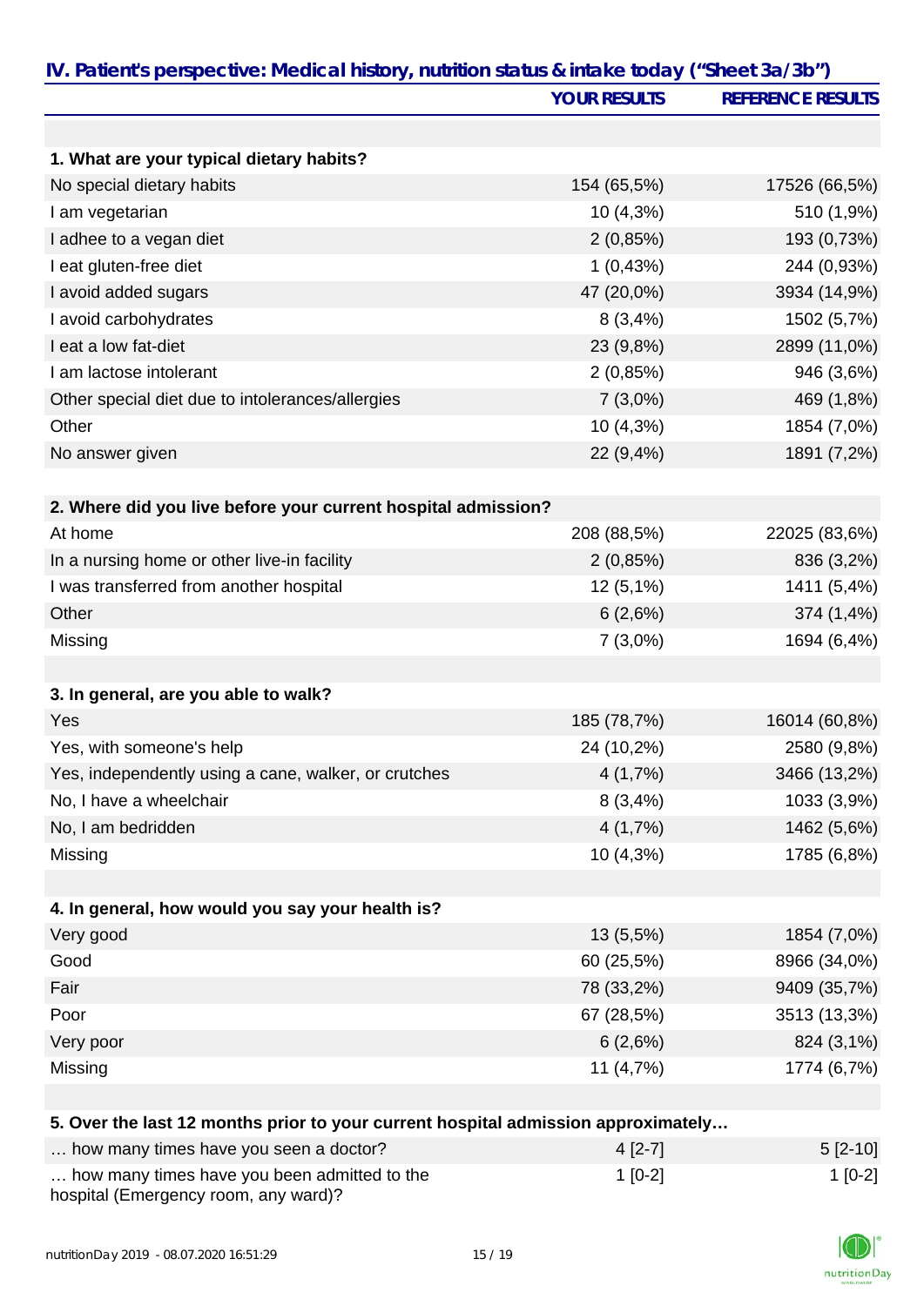## IV. Patient's perspective: Medical history, nutrition status & intake today ("Sheet 3a/3b")

| | YOUR RESULTS | REFERENCE RESULTS |
|---|---|---|
| **1. What are your typical dietary habits?** | | |
| No special dietary habits | 154 (65,5%) | 17526 (66,5%) |
| I am vegetarian | 10 (4,3%) | 510 (1,9%) |
| I adhee to a vegan diet | 2 (0,85%) | 193 (0,73%) |
| I eat gluten-free diet | 1 (0,43%) | 244 (0,93%) |
| I avoid added sugars | 47 (20,0%) | 3934 (14,9%) |
| I avoid carbohydrates | 8 (3,4%) | 1502 (5,7%) |
| I eat a low fat-diet | 23 (9,8%) | 2899 (11,0%) |
| I am lactose intolerant | 2 (0,85%) | 946 (3,6%) |
| Other special diet due to intolerances/allergies | 7 (3,0%) | 469 (1,8%) |
| Other | 10 (4,3%) | 1854 (7,0%) |
| No answer given | 22 (9,4%) | 1891 (7,2%) |
| **2. Where did you live before your current hospital admission?** | | |
| At home | 208 (88,5%) | 22025 (83,6%) |
| In a nursing home or other live-in facility | 2 (0,85%) | 836 (3,2%) |
| I was transferred from another hospital | 12 (5,1%) | 1411 (5,4%) |
| Other | 6 (2,6%) | 374 (1,4%) |
| Missing | 7 (3,0%) | 1694 (6,4%) |
| **3. In general, are you able to walk?** | | |
| Yes | 185 (78,7%) | 16014 (60,8%) |
| Yes, with someone's help | 24 (10,2%) | 2580 (9,8%) |
| Yes, independently using a cane, walker, or crutches | 4 (1,7%) | 3466 (13,2%) |
| No, I have a wheelchair | 8 (3,4%) | 1033 (3,9%) |
| No, I am bedridden | 4 (1,7%) | 1462 (5,6%) |
| Missing | 10 (4,3%) | 1785 (6,8%) |
| **4. In general, how would you say your health is?** | | |
| Very good | 13 (5,5%) | 1854 (7,0%) |
| Good | 60 (25,5%) | 8966 (34,0%) |
| Fair | 78 (33,2%) | 9409 (35,7%) |
| Poor | 67 (28,5%) | 3513 (13,3%) |
| Very poor | 6 (2,6%) | 824 (3,1%) |
| Missing | 11 (4,7%) | 1774 (6,7%) |
| **5. Over the last 12 months prior to your current hospital admission approximately…** | | |
| … how many times have you seen a doctor? | 4 [2-7] | 5 [2-10] |
| … how many times have you been admitted to the hospital (Emergency room, any ward)? | 1 [0-2] | 1 [0-2] |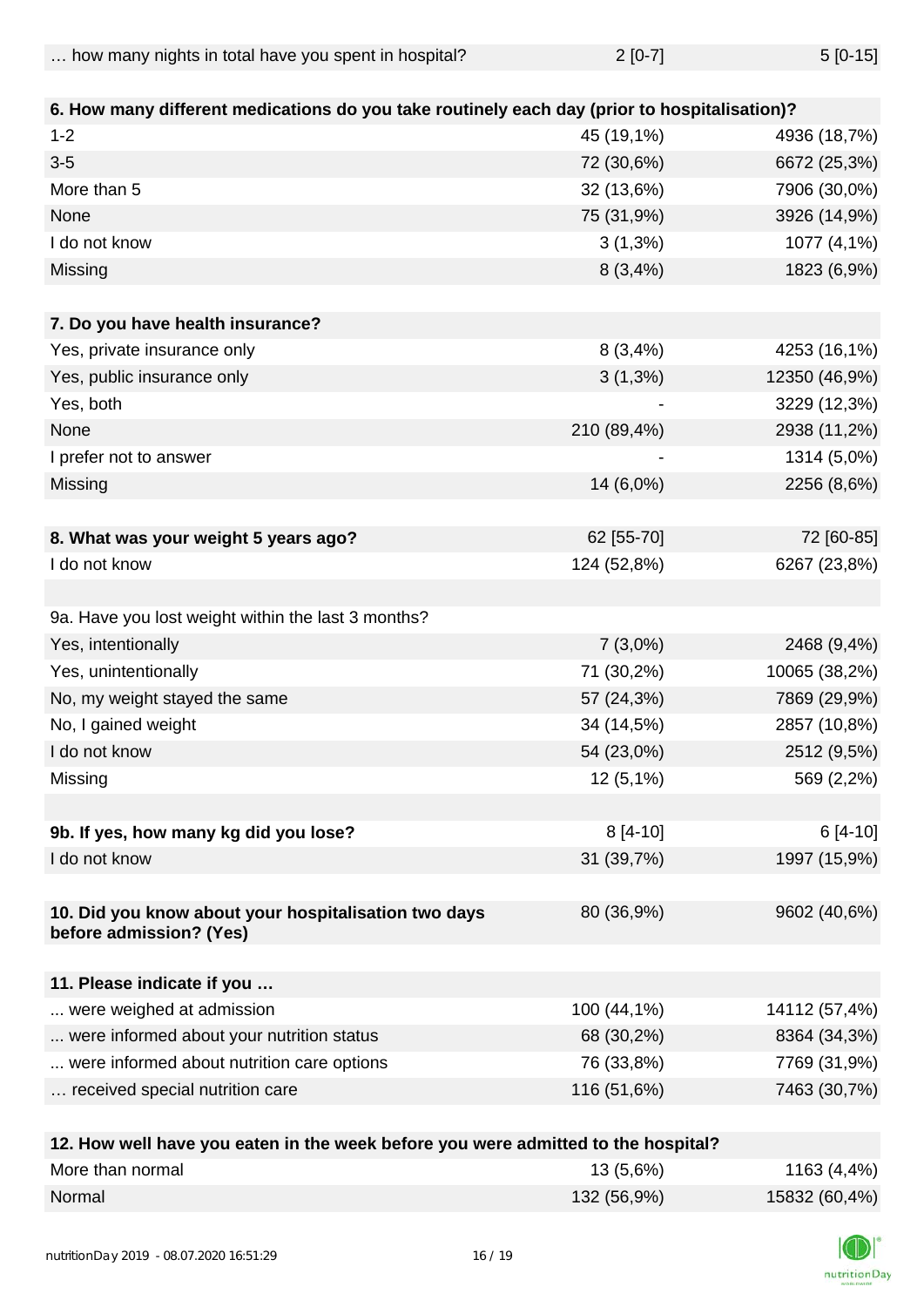| | | |
|---|---|---|
| … how many nights in total have you spent in hospital? | 2 [0-7] | 5 [0-15] |
| | | |
| **6. How many different medications do you take routinely each day (prior to hospitalisation)?** | | |
| 1-2 | 45 (19,1%) | 4936 (18,7%) |
| 3-5 | 72 (30,6%) | 6672 (25,3%) |
| More than 5 | 32 (13,6%) | 7906 (30,0%) |
| None | 75 (31,9%) | 3926 (14,9%) |
| I do not know | 3 (1,3%) | 1077 (4,1%) |
| Missing | 8 (3,4%) | 1823 (6,9%) |
| | | |
| **7. Do you have health insurance?** | | |
| Yes, private insurance only | 8 (3,4%) | 4253 (16,1%) |
| Yes, public insurance only | 3 (1,3%) | 12350 (46,9%) |
| Yes, both | - | 3229 (12,3%) |
| None | 210 (89,4%) | 2938 (11,2%) |
| I prefer not to answer | - | 1314 (5,0%) |
| Missing | 14 (6,0%) | 2256 (8,6%) |
| | | |
| **8. What was your weight 5 years ago?** | 62 [55-70] | 72 [60-85] |
| I do not know | 124 (52,8%) | 6267 (23,8%) |
| | | |
| 9a. Have you lost weight within the last 3 months? | | |
| Yes, intentionally | 7 (3,0%) | 2468 (9,4%) |
| Yes, unintentionally | 71 (30,2%) | 10065 (38,2%) |
| No, my weight stayed the same | 57 (24,3%) | 7869 (29,9%) |
| No, I gained weight | 34 (14,5%) | 2857 (10,8%) |
| I do not know | 54 (23,0%) | 2512 (9,5%) |
| Missing | 12 (5,1%) | 569 (2,2%) |
| | | |
| **9b. If yes, how many kg did you lose?** | 8 [4-10] | 6 [4-10] |
| I do not know | 31 (39,7%) | 1997 (15,9%) |
| | | |
| **10. Did you know about your hospitalisation two days before admission? (Yes)** | 80 (36,9%) | 9602 (40,6%) |
| | | |
| **11. Please indicate if you …** | | |
| ... were weighed at admission | 100 (44,1%) | 14112 (57,4%) |
| ... were informed about your nutrition status | 68 (30,2%) | 8364 (34,3%) |
| ... were informed about nutrition care options | 76 (33,8%) | 7769 (31,9%) |
| … received special nutrition care | 116 (51,6%) | 7463 (30,7%) |
| | | |
| **12. How well have you eaten in the week before you were admitted to the hospital?** | | |
| More than normal | 13 (5,6%) | 1163 (4,4%) |
| Normal | 132 (56,9%) | 15832 (60,4%) |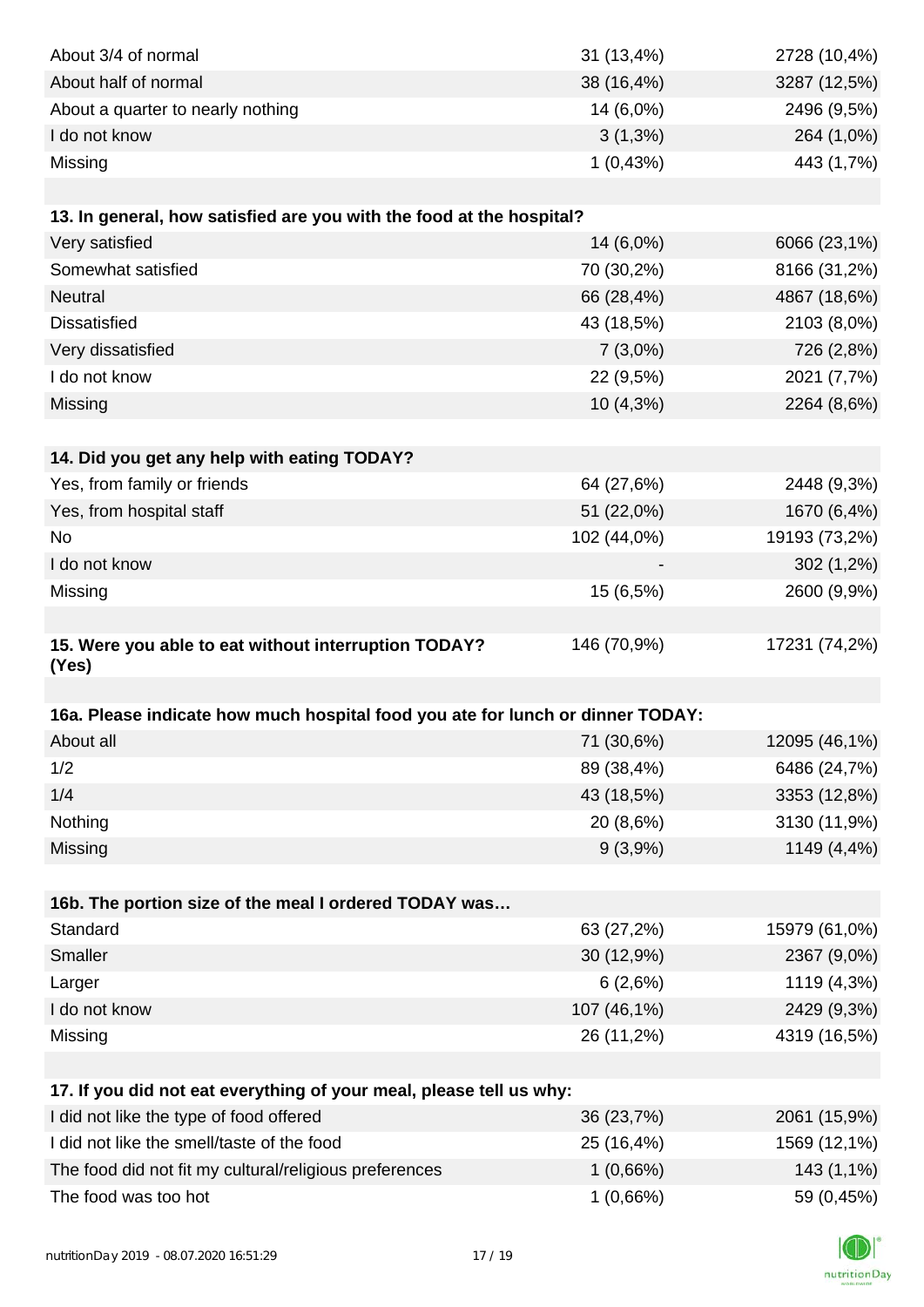| | | |
|---|---|---|
| About 3/4 of normal | 31 (13,4%) | 2728 (10,4%) |
| About half of normal | 38 (16,4%) | 3287 (12,5%) |
| About a quarter to nearly nothing | 14 (6,0%) | 2496 (9,5%) |
| I do not know | 3 (1,3%) | 264 (1,0%) |
| Missing | 1 (0,43%) | 443 (1,7%) |

| **13. In general, how satisfied are you with the food at the hospital?** | | |
|---|---|---|
| Very satisfied | 14 (6,0%) | 6066 (23,1%) |
| Somewhat satisfied | 70 (30,2%) | 8166 (31,2%) |
| Neutral | 66 (28,4%) | 4867 (18,6%) |
| Dissatisfied | 43 (18,5%) | 2103 (8,0%) |
| Very dissatisfied | 7 (3,0%) | 726 (2,8%) |
| I do not know | 22 (9,5%) | 2021 (7,7%) |
| Missing | 10 (4,3%) | 2264 (8,6%) |

| **14. Did you get any help with eating TODAY?** | | |
|---|---|---|
| Yes, from family or friends | 64 (27,6%) | 2448 (9,3%) |
| Yes, from hospital staff | 51 (22,0%) | 1670 (6,4%) |
| No | 102 (44,0%) | 19193 (73,2%) |
| I do not know | - | 302 (1,2%) |
| Missing | 15 (6,5%) | 2600 (9,9%) |

| **15. Were you able to eat without interruption TODAY? (Yes)** | 146 (70,9%) | 17231 (74,2%) |
|---|---|---|

| **16a. Please indicate how much hospital food you ate for lunch or dinner TODAY:** | | |
|---|---|---|
| About all | 71 (30,6%) | 12095 (46,1%) |
| 1/2 | 89 (38,4%) | 6486 (24,7%) |
| 1/4 | 43 (18,5%) | 3353 (12,8%) |
| Nothing | 20 (8,6%) | 3130 (11,9%) |
| Missing | 9 (3,9%) | 1149 (4,4%) |

| **16b. The portion size of the meal I ordered TODAY was…** | | |
|---|---|---|
| Standard | 63 (27,2%) | 15979 (61,0%) |
| Smaller | 30 (12,9%) | 2367 (9,0%) |
| Larger | 6 (2,6%) | 1119 (4,3%) |
| I do not know | 107 (46,1%) | 2429 (9,3%) |
| Missing | 26 (11,2%) | 4319 (16,5%) |

| **17. If you did not eat everything of your meal, please tell us why:** | | |
|---|---|---|
| I did not like the type of food offered | 36 (23,7%) | 2061 (15,9%) |
| I did not like the smell/taste of the food | 25 (16,4%) | 1569 (12,1%) |
| The food did not fit my cultural/religious preferences | 1 (0,66%) | 143 (1,1%) |
| The food was too hot | 1 (0,66%) | 59 (0,45%) |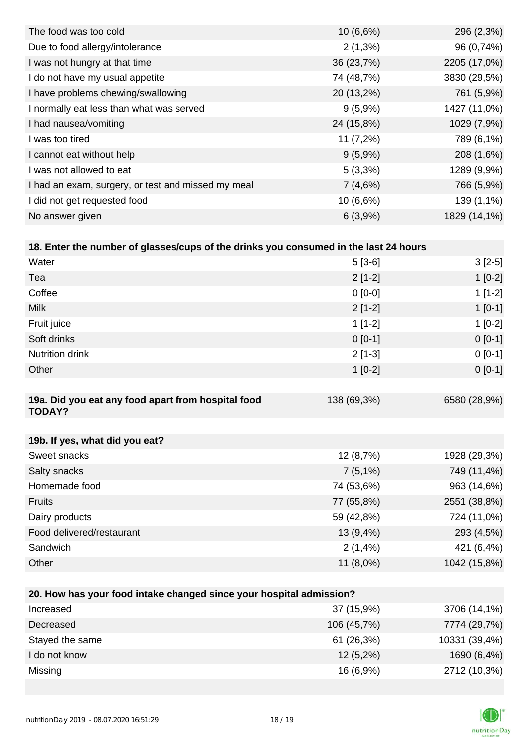| | | |
|---|---|---|
| The food was too cold | 10 (6,6%) | 296 (2,3%) |
| Due to food allergy/intolerance | 2 (1,3%) | 96 (0,74%) |
| I was not hungry at that time | 36 (23,7%) | 2205 (17,0%) |
| I do not have my usual appetite | 74 (48,7%) | 3830 (29,5%) |
| I have problems chewing/swallowing | 20 (13,2%) | 761 (5,9%) |
| I normally eat less than what was served | 9 (5,9%) | 1427 (11,0%) |
| I had nausea/vomiting | 24 (15,8%) | 1029 (7,9%) |
| I was too tired | 11 (7,2%) | 789 (6,1%) |
| I cannot eat without help | 9 (5,9%) | 208 (1,6%) |
| I was not allowed to eat | 5 (3,3%) | 1289 (9,9%) |
| I had an exam, surgery, or test and missed my meal | 7 (4,6%) | 766 (5,9%) |
| I did not get requested food | 10 (6,6%) | 139 (1,1%) |
| No answer given | 6 (3,9%) | 1829 (14,1%) |

| **18. Enter the number of glasses/cups of the drinks you consumed in the last 24 hours** | | |
|---|---|---|
| Water | 5 [3-6] | 3 [2-5] |
| Tea | 2 [1-2] | 1 [0-2] |
| Coffee | 0 [0-0] | 1 [1-2] |
| Milk | 2 [1-2] | 1 [0-1] |
| Fruit juice | 1 [1-2] | 1 [0-2] |
| Soft drinks | 0 [0-1] | 0 [0-1] |
| Nutrition drink | 2 [1-3] | 0 [0-1] |
| Other | 1 [0-2] | 0 [0-1] |

| **19a. Did you eat any food apart from hospital food TODAY?** | 138 (69,3%) | 6580 (28,9%) |
|---|---|---|

| **19b. If yes, what did you eat?** | | |
|---|---|---|
| Sweet snacks | 12 (8,7%) | 1928 (29,3%) |
| Salty snacks | 7 (5,1%) | 749 (11,4%) |
| Homemade food | 74 (53,6%) | 963 (14,6%) |
| Fruits | 77 (55,8%) | 2551 (38,8%) |
| Dairy products | 59 (42,8%) | 724 (11,0%) |
| Food delivered/restaurant | 13 (9,4%) | 293 (4,5%) |
| Sandwich | 2 (1,4%) | 421 (6,4%) |
| Other | 11 (8,0%) | 1042 (15,8%) |

| **20. How has your food intake changed since your hospital admission?** | | |
|---|---|---|
| Increased | 37 (15,9%) | 3706 (14,1%) |
| Decreased | 106 (45,7%) | 7774 (29,7%) |
| Stayed the same | 61 (26,3%) | 10331 (39,4%) |
| I do not know | 12 (5,2%) | 1690 (6,4%) |
| Missing | 16 (6,9%) | 2712 (10,3%) |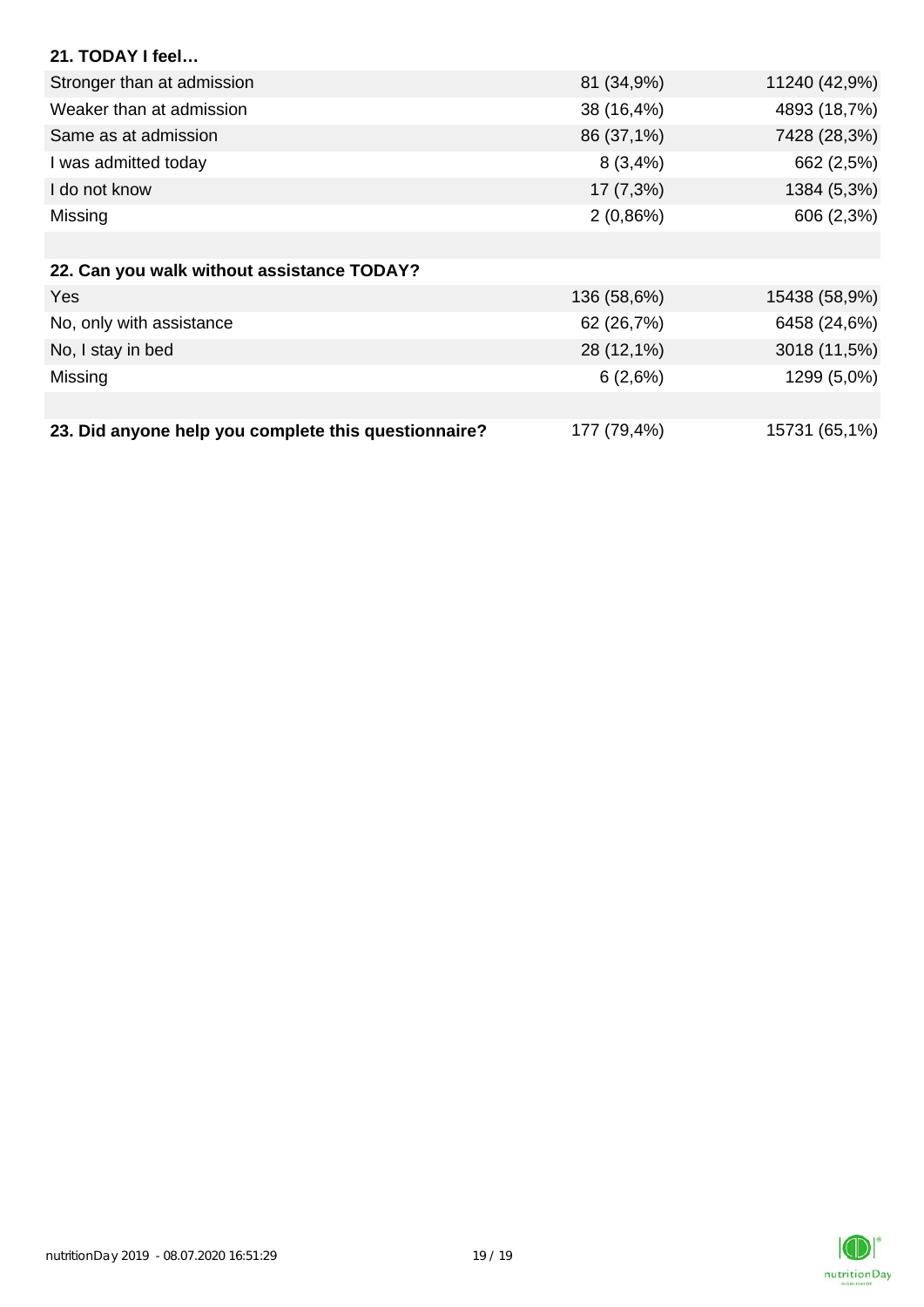| | | |
|---|---|---|
| **21. TODAY I feel…** | | |
| Stronger than at admission | 81 (34,9%) | 11240 (42,9%) |
| Weaker than at admission | 38 (16,4%) | 4893 (18,7%) |
| Same as at admission | 86 (37,1%) | 7428 (28,3%) |
| I was admitted today | 8 (3,4%) | 662 (2,5%) |
| I do not know | 17 (7,3%) | 1384 (5,3%) |
| Missing | 2 (0,86%) | 606 (2,3%) |
| | | |
| **22. Can you walk without assistance TODAY?** | | |
| Yes | 136 (58,6%) | 15438 (58,9%) |
| No, only with assistance | 62 (26,7%) | 6458 (24,6%) |
| No, I stay in bed | 28 (12,1%) | 3018 (11,5%) |
| Missing | 6 (2,6%) | 1299 (5,0%) |
| | | |
| **23. Did anyone help you complete this questionnaire?** | 177 (79,4%) | 15731 (65,1%) |